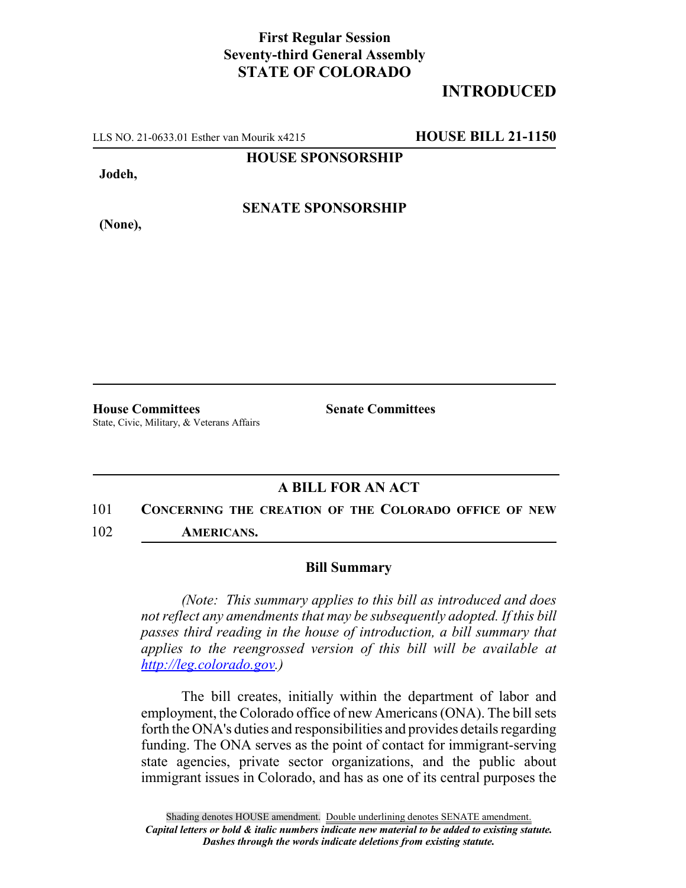**First Regular Session**
**Seventy-third General Assembly**
**STATE OF COLORADO**

**INTRODUCED**

LLS NO. 21-0633.01 Esther van Mourik x4215 **HOUSE BILL 21-1150**

**HOUSE SPONSORSHIP**

**Jodeh,**

**SENATE SPONSORSHIP**

**(None),**

**House Committees**
State, Civic, Military, & Veterans Affairs

**Senate Committees**

## A BILL FOR AN ACT

101 **CONCERNING THE CREATION OF THE COLORADO OFFICE OF NEW**
102 **AMERICANS.**

### Bill Summary

*(Note: This summary applies to this bill as introduced and does not reflect any amendments that may be subsequently adopted. If this bill passes third reading in the house of introduction, a bill summary that applies to the reengrossed version of this bill will be available at http://leg.colorado.gov.)*

The bill creates, initially within the department of labor and employment, the Colorado office of new Americans (ONA). The bill sets forth the ONA's duties and responsibilities and provides details regarding funding. The ONA serves as the point of contact for immigrant-serving state agencies, private sector organizations, and the public about immigrant issues in Colorado, and has as one of its central purposes the

Shading denotes HOUSE amendment. Double underlining denotes SENATE amendment.
*Capital letters or bold & italic numbers indicate new material to be added to existing statute.*
*Dashes through the words indicate deletions from existing statute.*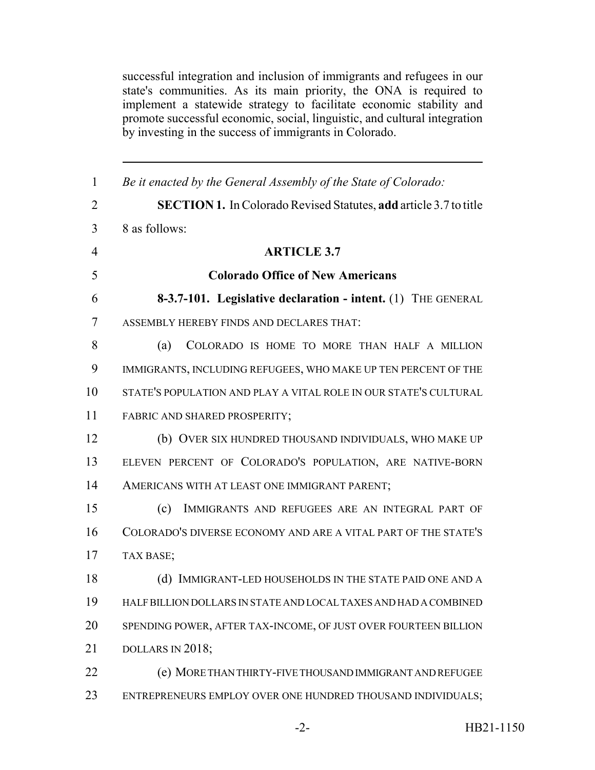successful integration and inclusion of immigrants and refugees in our state's communities. As its main priority, the ONA is required to implement a statewide strategy to facilitate economic stability and promote successful economic, social, linguistic, and cultural integration by investing in the success of immigrants in Colorado.

---

*Be it enacted by the General Assembly of the State of Colorado:*

**SECTION 1.** In Colorado Revised Statutes, **add** article 3.7 to title 8 as follows:

**ARTICLE 3.7**

**Colorado Office of New Americans**

**8-3.7-101. Legislative declaration - intent.** (1) THE GENERAL ASSEMBLY HEREBY FINDS AND DECLARES THAT:

(a) COLORADO IS HOME TO MORE THAN HALF A MILLION IMMIGRANTS, INCLUDING REFUGEES, WHO MAKE UP TEN PERCENT OF THE STATE'S POPULATION AND PLAY A VITAL ROLE IN OUR STATE'S CULTURAL FABRIC AND SHARED PROSPERITY;

(b) OVER SIX HUNDRED THOUSAND INDIVIDUALS, WHO MAKE UP ELEVEN PERCENT OF COLORADO'S POPULATION, ARE NATIVE-BORN AMERICANS WITH AT LEAST ONE IMMIGRANT PARENT;

(c) IMMIGRANTS AND REFUGEES ARE AN INTEGRAL PART OF COLORADO'S DIVERSE ECONOMY AND ARE A VITAL PART OF THE STATE'S TAX BASE;

(d) IMMIGRANT-LED HOUSEHOLDS IN THE STATE PAID ONE AND A HALF BILLION DOLLARS IN STATE AND LOCAL TAXES AND HAD A COMBINED SPENDING POWER, AFTER TAX-INCOME, OF JUST OVER FOURTEEN BILLION DOLLARS IN 2018;

(e) MORE THAN THIRTY-FIVE THOUSAND IMMIGRANT AND REFUGEE ENTREPRENEURS EMPLOY OVER ONE HUNDRED THOUSAND INDIVIDUALS;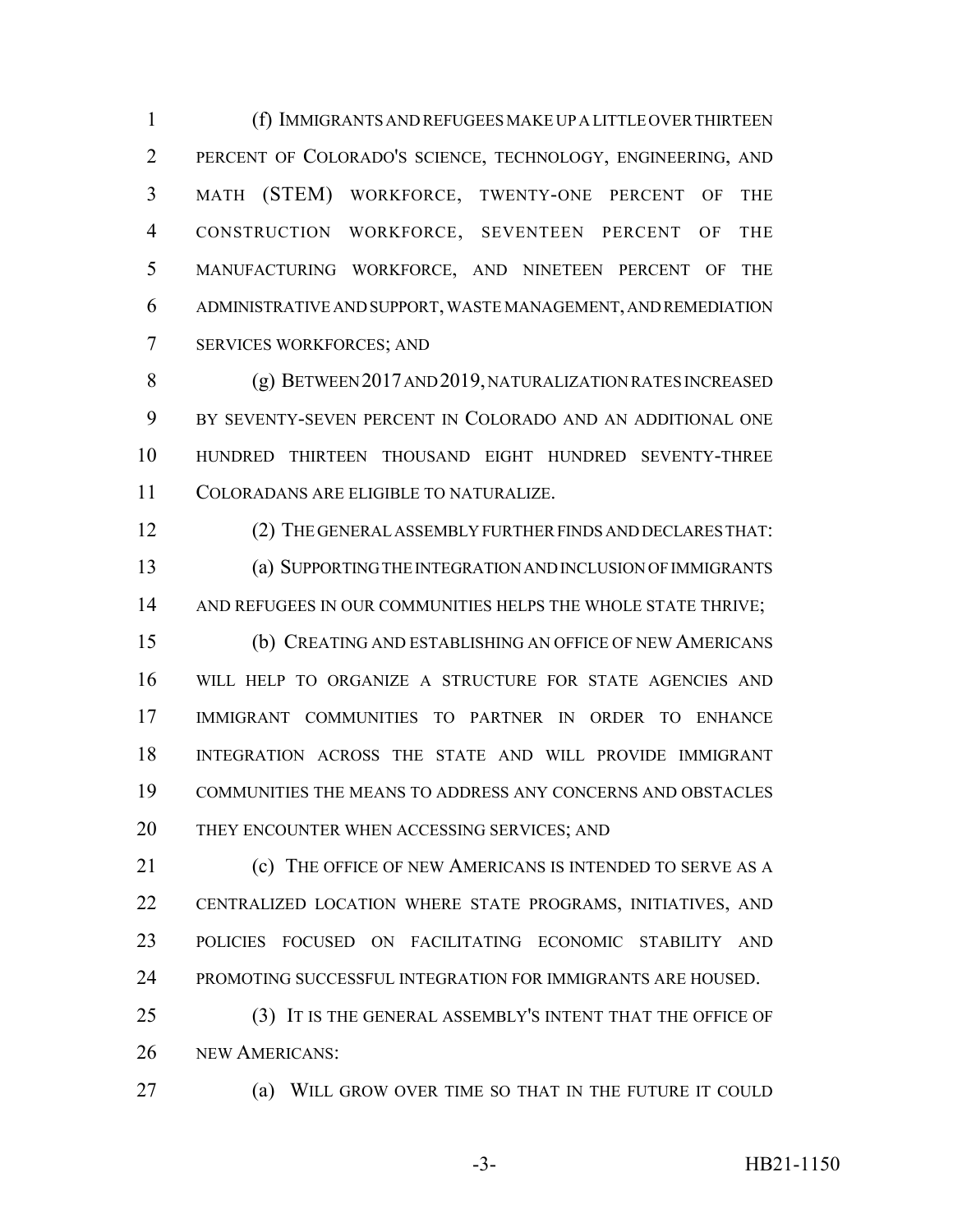(f) IMMIGRANTS AND REFUGEES MAKE UP A LITTLE OVER THIRTEEN PERCENT OF COLORADO'S SCIENCE, TECHNOLOGY, ENGINEERING, AND MATH (STEM) WORKFORCE, TWENTY-ONE PERCENT OF THE CONSTRUCTION WORKFORCE, SEVENTEEN PERCENT OF THE MANUFACTURING WORKFORCE, AND NINETEEN PERCENT OF THE ADMINISTRATIVE AND SUPPORT, WASTE MANAGEMENT, AND REMEDIATION SERVICES WORKFORCES; AND

(g) BETWEEN 2017 AND 2019, NATURALIZATION RATES INCREASED BY SEVENTY-SEVEN PERCENT IN COLORADO AND AN ADDITIONAL ONE HUNDRED THIRTEEN THOUSAND EIGHT HUNDRED SEVENTY-THREE COLORADANS ARE ELIGIBLE TO NATURALIZE.

(2) THE GENERAL ASSEMBLY FURTHER FINDS AND DECLARES THAT:

(a) SUPPORTING THE INTEGRATION AND INCLUSION OF IMMIGRANTS AND REFUGEES IN OUR COMMUNITIES HELPS THE WHOLE STATE THRIVE;

(b) CREATING AND ESTABLISHING AN OFFICE OF NEW AMERICANS WILL HELP TO ORGANIZE A STRUCTURE FOR STATE AGENCIES AND IMMIGRANT COMMUNITIES TO PARTNER IN ORDER TO ENHANCE INTEGRATION ACROSS THE STATE AND WILL PROVIDE IMMIGRANT COMMUNITIES THE MEANS TO ADDRESS ANY CONCERNS AND OBSTACLES THEY ENCOUNTER WHEN ACCESSING SERVICES; AND

(c) THE OFFICE OF NEW AMERICANS IS INTENDED TO SERVE AS A CENTRALIZED LOCATION WHERE STATE PROGRAMS, INITIATIVES, AND POLICIES FOCUSED ON FACILITATING ECONOMIC STABILITY AND PROMOTING SUCCESSFUL INTEGRATION FOR IMMIGRANTS ARE HOUSED.

(3) IT IS THE GENERAL ASSEMBLY'S INTENT THAT THE OFFICE OF NEW AMERICANS:

(a) WILL GROW OVER TIME SO THAT IN THE FUTURE IT COULD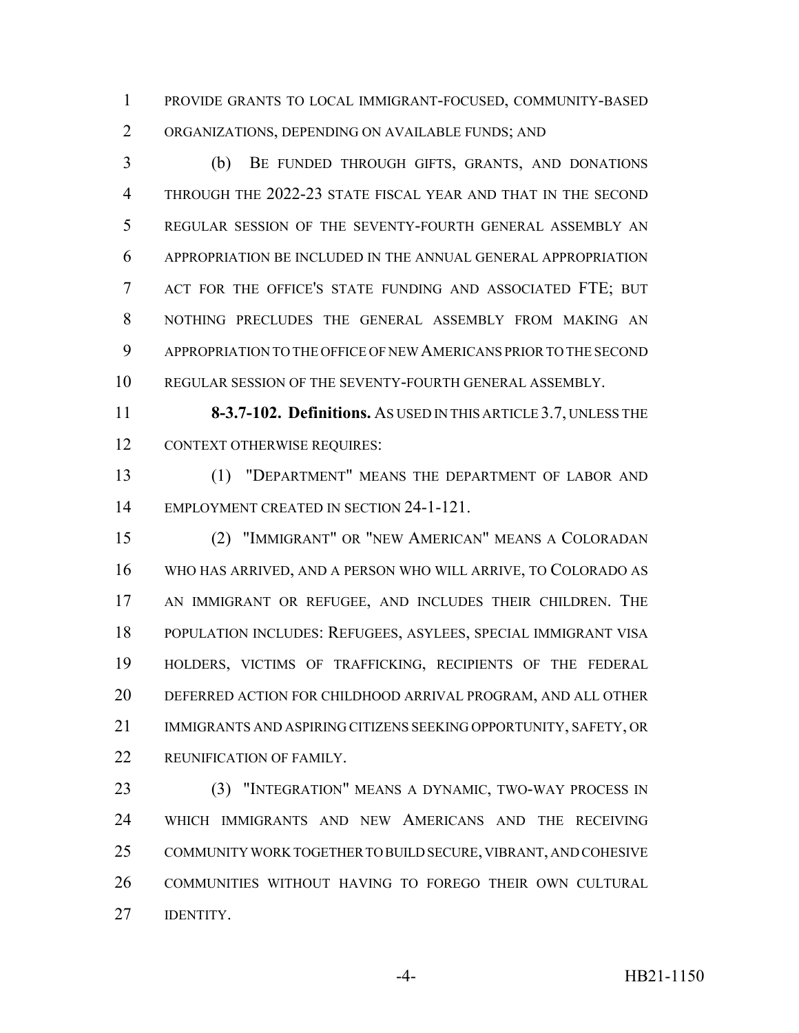PROVIDE GRANTS TO LOCAL IMMIGRANT-FOCUSED, COMMUNITY-BASED ORGANIZATIONS, DEPENDING ON AVAILABLE FUNDS; AND

(b) BE FUNDED THROUGH GIFTS, GRANTS, AND DONATIONS THROUGH THE 2022-23 STATE FISCAL YEAR AND THAT IN THE SECOND REGULAR SESSION OF THE SEVENTY-FOURTH GENERAL ASSEMBLY AN APPROPRIATION BE INCLUDED IN THE ANNUAL GENERAL APPROPRIATION ACT FOR THE OFFICE'S STATE FUNDING AND ASSOCIATED FTE; BUT NOTHING PRECLUDES THE GENERAL ASSEMBLY FROM MAKING AN APPROPRIATION TO THE OFFICE OF NEW AMERICANS PRIOR TO THE SECOND REGULAR SESSION OF THE SEVENTY-FOURTH GENERAL ASSEMBLY.

**8-3.7-102. Definitions.** AS USED IN THIS ARTICLE 3.7, UNLESS THE CONTEXT OTHERWISE REQUIRES:

(1) "DEPARTMENT" MEANS THE DEPARTMENT OF LABOR AND EMPLOYMENT CREATED IN SECTION 24-1-121.

(2) "IMMIGRANT" OR "NEW AMERICAN" MEANS A COLORADAN WHO HAS ARRIVED, AND A PERSON WHO WILL ARRIVE, TO COLORADO AS AN IMMIGRANT OR REFUGEE, AND INCLUDES THEIR CHILDREN. THE POPULATION INCLUDES: REFUGEES, ASYLEES, SPECIAL IMMIGRANT VISA HOLDERS, VICTIMS OF TRAFFICKING, RECIPIENTS OF THE FEDERAL DEFERRED ACTION FOR CHILDHOOD ARRIVAL PROGRAM, AND ALL OTHER IMMIGRANTS AND ASPIRING CITIZENS SEEKING OPPORTUNITY, SAFETY, OR REUNIFICATION OF FAMILY.

(3) "INTEGRATION" MEANS A DYNAMIC, TWO-WAY PROCESS IN WHICH IMMIGRANTS AND NEW AMERICANS AND THE RECEIVING COMMUNITY WORK TOGETHER TO BUILD SECURE, VIBRANT, AND COHESIVE COMMUNITIES WITHOUT HAVING TO FOREGO THEIR OWN CULTURAL IDENTITY.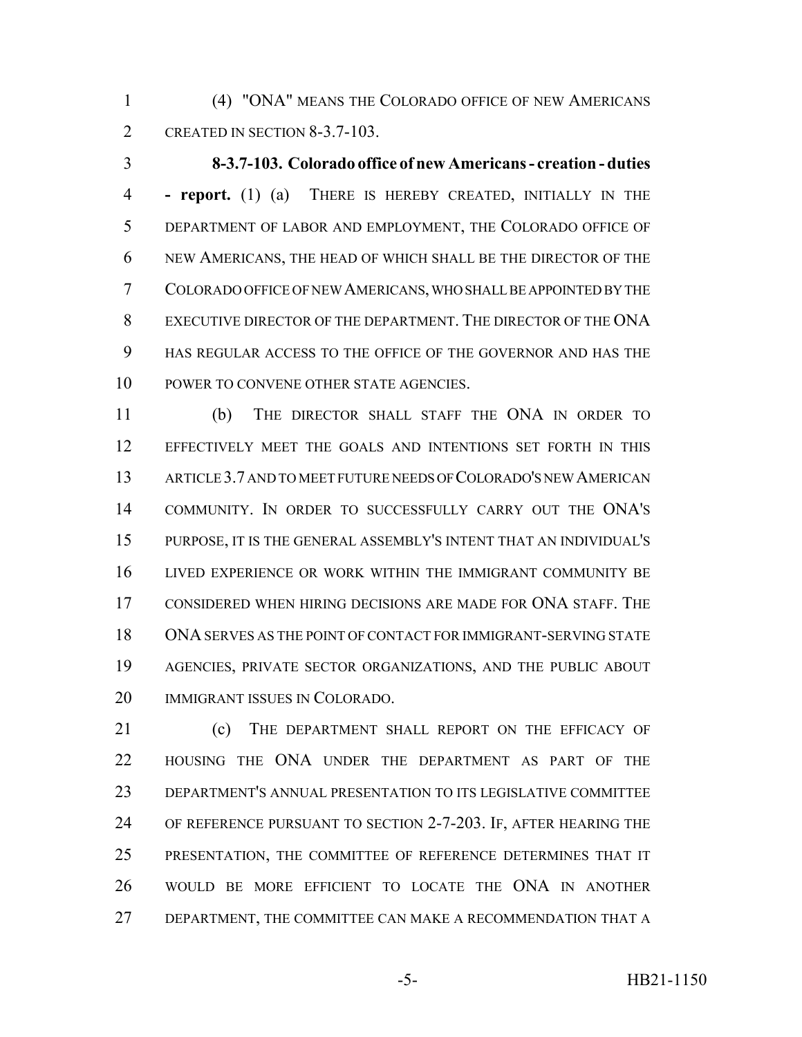(4) "ONA" MEANS THE COLORADO OFFICE OF NEW AMERICANS CREATED IN SECTION 8-3.7-103.

**8-3.7-103. Colorado office of new Americans - creation - duties - report.** (1) (a) THERE IS HEREBY CREATED, INITIALLY IN THE DEPARTMENT OF LABOR AND EMPLOYMENT, THE COLORADO OFFICE OF NEW AMERICANS, THE HEAD OF WHICH SHALL BE THE DIRECTOR OF THE COLORADO OFFICE OF NEW AMERICANS, WHO SHALL BE APPOINTED BY THE EXECUTIVE DIRECTOR OF THE DEPARTMENT. THE DIRECTOR OF THE ONA HAS REGULAR ACCESS TO THE OFFICE OF THE GOVERNOR AND HAS THE POWER TO CONVENE OTHER STATE AGENCIES.

(b) THE DIRECTOR SHALL STAFF THE ONA IN ORDER TO EFFECTIVELY MEET THE GOALS AND INTENTIONS SET FORTH IN THIS ARTICLE 3.7 AND TO MEET FUTURE NEEDS OF COLORADO'S NEW AMERICAN COMMUNITY. IN ORDER TO SUCCESSFULLY CARRY OUT THE ONA'S PURPOSE, IT IS THE GENERAL ASSEMBLY'S INTENT THAT AN INDIVIDUAL'S LIVED EXPERIENCE OR WORK WITHIN THE IMMIGRANT COMMUNITY BE CONSIDERED WHEN HIRING DECISIONS ARE MADE FOR ONA STAFF. THE ONA SERVES AS THE POINT OF CONTACT FOR IMMIGRANT-SERVING STATE AGENCIES, PRIVATE SECTOR ORGANIZATIONS, AND THE PUBLIC ABOUT IMMIGRANT ISSUES IN COLORADO.

(c) THE DEPARTMENT SHALL REPORT ON THE EFFICACY OF HOUSING THE ONA UNDER THE DEPARTMENT AS PART OF THE DEPARTMENT'S ANNUAL PRESENTATION TO ITS LEGISLATIVE COMMITTEE OF REFERENCE PURSUANT TO SECTION 2-7-203. IF, AFTER HEARING THE PRESENTATION, THE COMMITTEE OF REFERENCE DETERMINES THAT IT WOULD BE MORE EFFICIENT TO LOCATE THE ONA IN ANOTHER DEPARTMENT, THE COMMITTEE CAN MAKE A RECOMMENDATION THAT A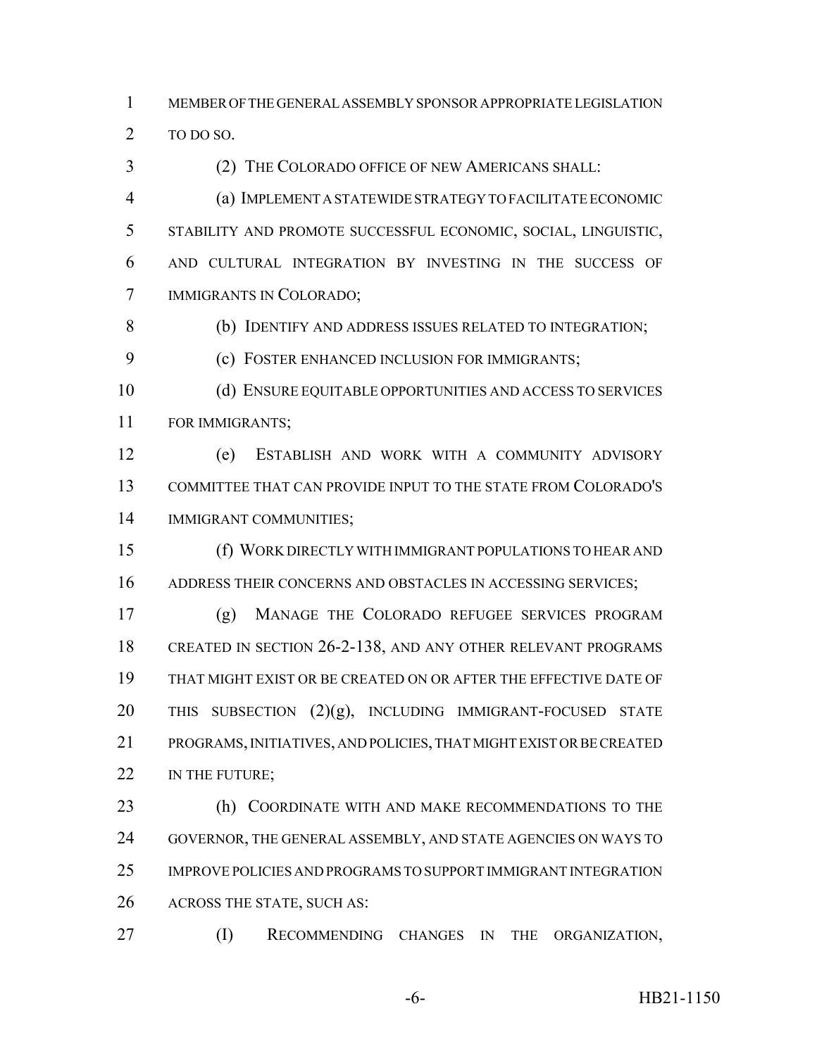MEMBER OF THE GENERAL ASSEMBLY SPONSOR APPROPRIATE LEGISLATION TO DO SO.

(2) THE COLORADO OFFICE OF NEW AMERICANS SHALL:

(a) IMPLEMENT A STATEWIDE STRATEGY TO FACILITATE ECONOMIC STABILITY AND PROMOTE SUCCESSFUL ECONOMIC, SOCIAL, LINGUISTIC, AND CULTURAL INTEGRATION BY INVESTING IN THE SUCCESS OF IMMIGRANTS IN COLORADO;

(b) IDENTIFY AND ADDRESS ISSUES RELATED TO INTEGRATION;

(c) FOSTER ENHANCED INCLUSION FOR IMMIGRANTS;

(d) ENSURE EQUITABLE OPPORTUNITIES AND ACCESS TO SERVICES FOR IMMIGRANTS;

(e) ESTABLISH AND WORK WITH A COMMUNITY ADVISORY COMMITTEE THAT CAN PROVIDE INPUT TO THE STATE FROM COLORADO'S IMMIGRANT COMMUNITIES;

(f) WORK DIRECTLY WITH IMMIGRANT POPULATIONS TO HEAR AND ADDRESS THEIR CONCERNS AND OBSTACLES IN ACCESSING SERVICES;

(g) MANAGE THE COLORADO REFUGEE SERVICES PROGRAM CREATED IN SECTION 26-2-138, AND ANY OTHER RELEVANT PROGRAMS THAT MIGHT EXIST OR BE CREATED ON OR AFTER THE EFFECTIVE DATE OF THIS SUBSECTION (2)(g), INCLUDING IMMIGRANT-FOCUSED STATE PROGRAMS, INITIATIVES, AND POLICIES, THAT MIGHT EXIST OR BE CREATED IN THE FUTURE;

(h) COORDINATE WITH AND MAKE RECOMMENDATIONS TO THE GOVERNOR, THE GENERAL ASSEMBLY, AND STATE AGENCIES ON WAYS TO IMPROVE POLICIES AND PROGRAMS TO SUPPORT IMMIGRANT INTEGRATION ACROSS THE STATE, SUCH AS:

(I) RECOMMENDING CHANGES IN THE ORGANIZATION,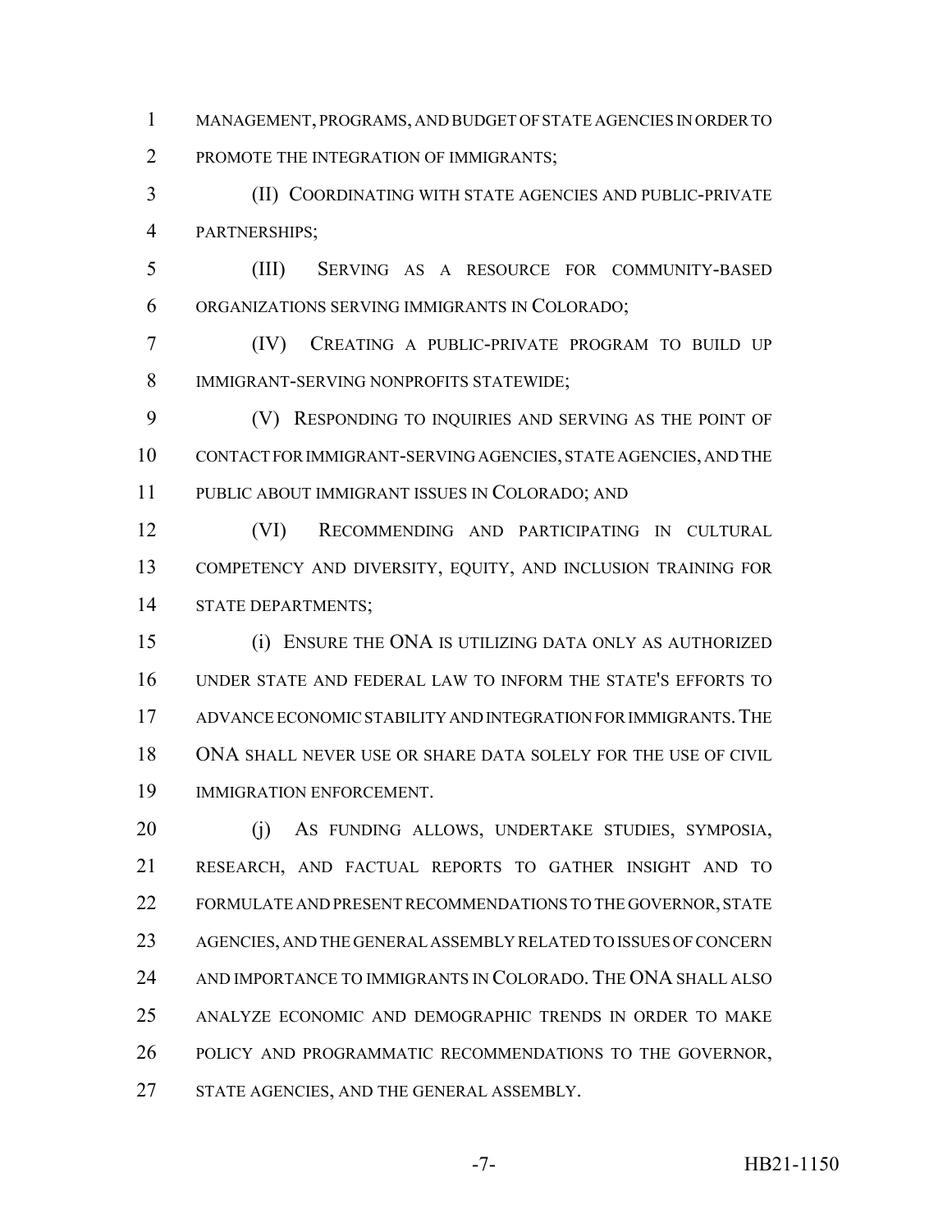MANAGEMENT, PROGRAMS, AND BUDGET OF STATE AGENCIES IN ORDER TO PROMOTE THE INTEGRATION OF IMMIGRANTS;

(II) COORDINATING WITH STATE AGENCIES AND PUBLIC-PRIVATE PARTNERSHIPS;

(III) SERVING AS A RESOURCE FOR COMMUNITY-BASED ORGANIZATIONS SERVING IMMIGRANTS IN COLORADO;

(IV) CREATING A PUBLIC-PRIVATE PROGRAM TO BUILD UP IMMIGRANT-SERVING NONPROFITS STATEWIDE;

(V) RESPONDING TO INQUIRIES AND SERVING AS THE POINT OF CONTACT FOR IMMIGRANT-SERVING AGENCIES, STATE AGENCIES, AND THE PUBLIC ABOUT IMMIGRANT ISSUES IN COLORADO; AND

(VI) RECOMMENDING AND PARTICIPATING IN CULTURAL COMPETENCY AND DIVERSITY, EQUITY, AND INCLUSION TRAINING FOR STATE DEPARTMENTS;

(i) ENSURE THE ONA IS UTILIZING DATA ONLY AS AUTHORIZED UNDER STATE AND FEDERAL LAW TO INFORM THE STATE'S EFFORTS TO ADVANCE ECONOMIC STABILITY AND INTEGRATION FOR IMMIGRANTS. THE ONA SHALL NEVER USE OR SHARE DATA SOLELY FOR THE USE OF CIVIL IMMIGRATION ENFORCEMENT.

(j) AS FUNDING ALLOWS, UNDERTAKE STUDIES, SYMPOSIA, RESEARCH, AND FACTUAL REPORTS TO GATHER INSIGHT AND TO FORMULATE AND PRESENT RECOMMENDATIONS TO THE GOVERNOR, STATE AGENCIES, AND THE GENERAL ASSEMBLY RELATED TO ISSUES OF CONCERN AND IMPORTANCE TO IMMIGRANTS IN COLORADO. THE ONA SHALL ALSO ANALYZE ECONOMIC AND DEMOGRAPHIC TRENDS IN ORDER TO MAKE POLICY AND PROGRAMMATIC RECOMMENDATIONS TO THE GOVERNOR, STATE AGENCIES, AND THE GENERAL ASSEMBLY.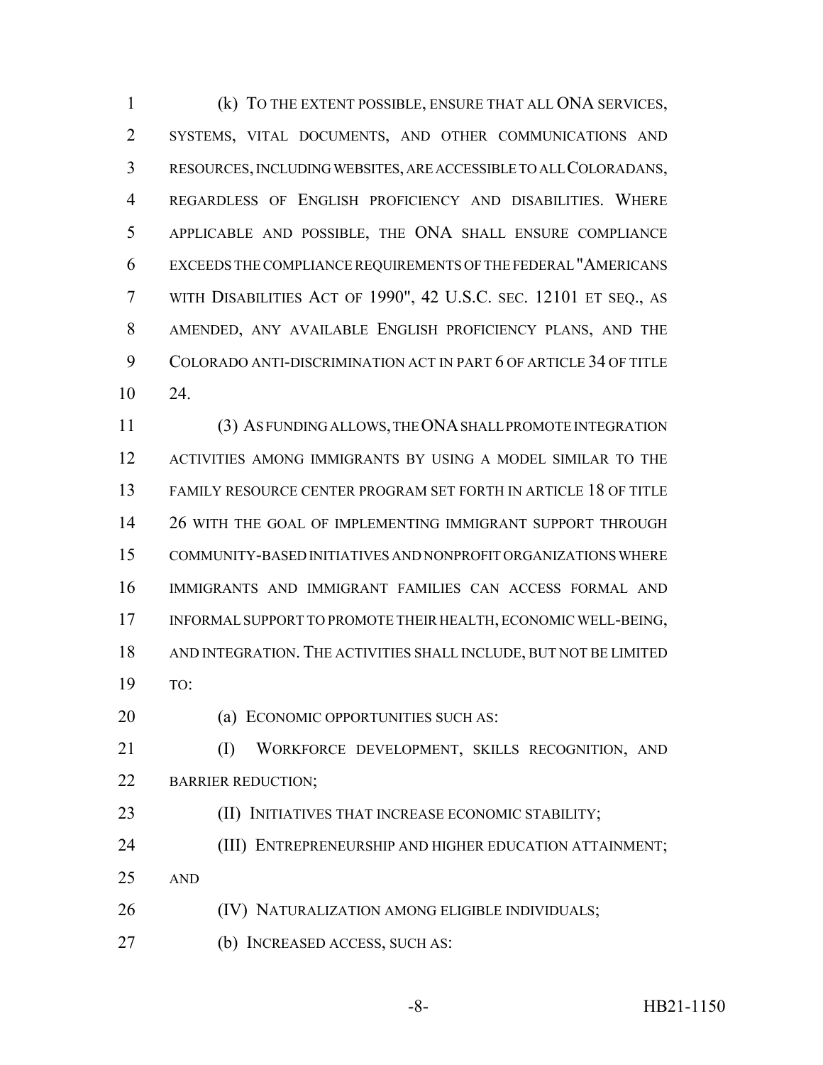(k) TO THE EXTENT POSSIBLE, ENSURE THAT ALL ONA SERVICES, SYSTEMS, VITAL DOCUMENTS, AND OTHER COMMUNICATIONS AND RESOURCES, INCLUDING WEBSITES, ARE ACCESSIBLE TO ALL COLORADANS, REGARDLESS OF ENGLISH PROFICIENCY AND DISABILITIES. WHERE APPLICABLE AND POSSIBLE, THE ONA SHALL ENSURE COMPLIANCE EXCEEDS THE COMPLIANCE REQUIREMENTS OF THE FEDERAL "AMERICANS WITH DISABILITIES ACT OF 1990", 42 U.S.C. SEC. 12101 ET SEQ., AS AMENDED, ANY AVAILABLE ENGLISH PROFICIENCY PLANS, AND THE COLORADO ANTI-DISCRIMINATION ACT IN PART 6 OF ARTICLE 34 OF TITLE 24.

(3) AS FUNDING ALLOWS, THE ONA SHALL PROMOTE INTEGRATION ACTIVITIES AMONG IMMIGRANTS BY USING A MODEL SIMILAR TO THE FAMILY RESOURCE CENTER PROGRAM SET FORTH IN ARTICLE 18 OF TITLE 26 WITH THE GOAL OF IMPLEMENTING IMMIGRANT SUPPORT THROUGH COMMUNITY-BASED INITIATIVES AND NONPROFIT ORGANIZATIONS WHERE IMMIGRANTS AND IMMIGRANT FAMILIES CAN ACCESS FORMAL AND INFORMAL SUPPORT TO PROMOTE THEIR HEALTH, ECONOMIC WELL-BEING, AND INTEGRATION. THE ACTIVITIES SHALL INCLUDE, BUT NOT BE LIMITED TO:

(a) ECONOMIC OPPORTUNITIES SUCH AS:

(I) WORKFORCE DEVELOPMENT, SKILLS RECOGNITION, AND BARRIER REDUCTION;

(II) INITIATIVES THAT INCREASE ECONOMIC STABILITY;

(III) ENTREPRENEURSHIP AND HIGHER EDUCATION ATTAINMENT; AND

(IV) NATURALIZATION AMONG ELIGIBLE INDIVIDUALS;

(b) INCREASED ACCESS, SUCH AS: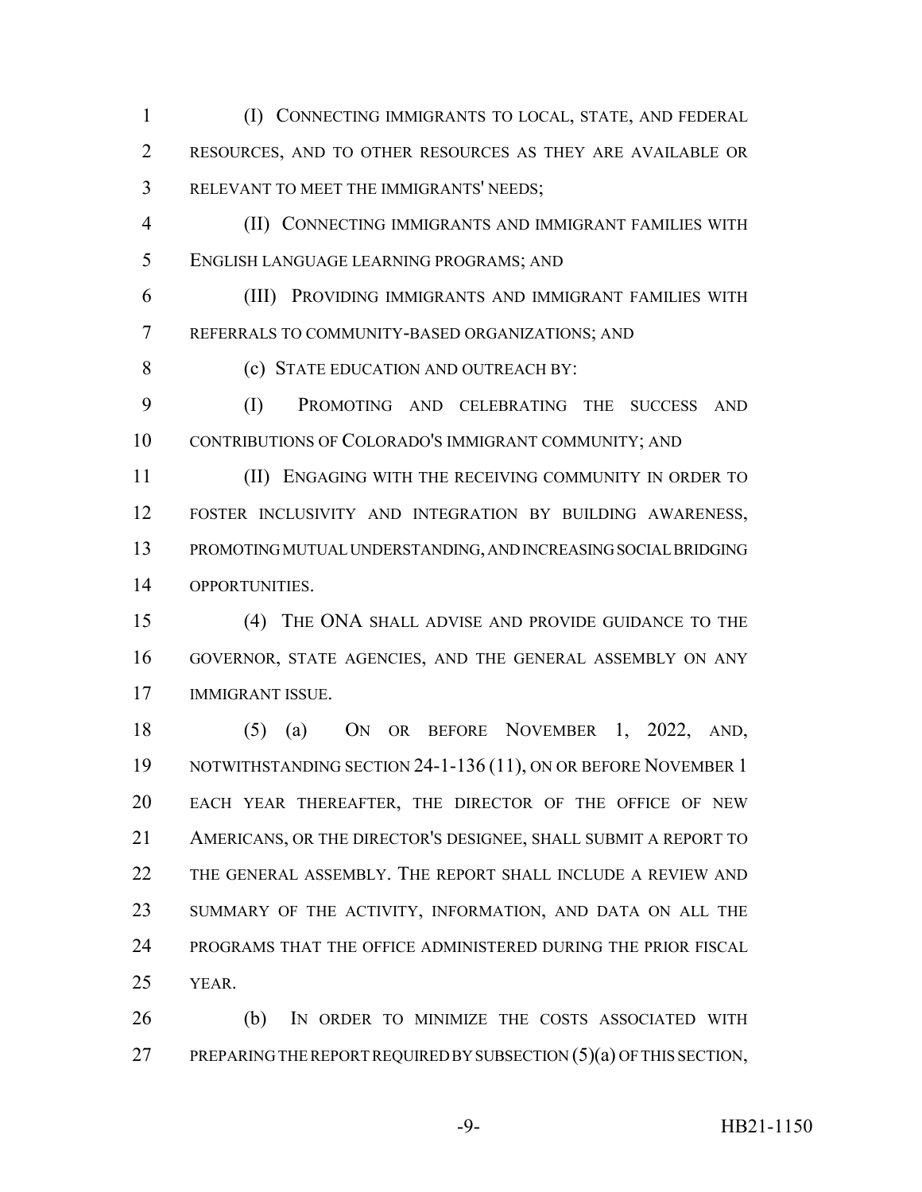(I) CONNECTING IMMIGRANTS TO LOCAL, STATE, AND FEDERAL RESOURCES, AND TO OTHER RESOURCES AS THEY ARE AVAILABLE OR RELEVANT TO MEET THE IMMIGRANTS' NEEDS;

(II) CONNECTING IMMIGRANTS AND IMMIGRANT FAMILIES WITH ENGLISH LANGUAGE LEARNING PROGRAMS; AND

(III) PROVIDING IMMIGRANTS AND IMMIGRANT FAMILIES WITH REFERRALS TO COMMUNITY-BASED ORGANIZATIONS; AND

(c) STATE EDUCATION AND OUTREACH BY:

(I) PROMOTING AND CELEBRATING THE SUCCESS AND CONTRIBUTIONS OF COLORADO'S IMMIGRANT COMMUNITY; AND

(II) ENGAGING WITH THE RECEIVING COMMUNITY IN ORDER TO FOSTER INCLUSIVITY AND INTEGRATION BY BUILDING AWARENESS, PROMOTING MUTUAL UNDERSTANDING, AND INCREASING SOCIAL BRIDGING OPPORTUNITIES.

(4) THE ONA SHALL ADVISE AND PROVIDE GUIDANCE TO THE GOVERNOR, STATE AGENCIES, AND THE GENERAL ASSEMBLY ON ANY IMMIGRANT ISSUE.

(5) (a) ON OR BEFORE NOVEMBER 1, 2022, AND, NOTWITHSTANDING SECTION 24-1-136 (11), ON OR BEFORE NOVEMBER 1 EACH YEAR THEREAFTER, THE DIRECTOR OF THE OFFICE OF NEW AMERICANS, OR THE DIRECTOR'S DESIGNEE, SHALL SUBMIT A REPORT TO THE GENERAL ASSEMBLY. THE REPORT SHALL INCLUDE A REVIEW AND SUMMARY OF THE ACTIVITY, INFORMATION, AND DATA ON ALL THE PROGRAMS THAT THE OFFICE ADMINISTERED DURING THE PRIOR FISCAL YEAR.

(b) IN ORDER TO MINIMIZE THE COSTS ASSOCIATED WITH PREPARING THE REPORT REQUIRED BY SUBSECTION (5)(a) OF THIS SECTION,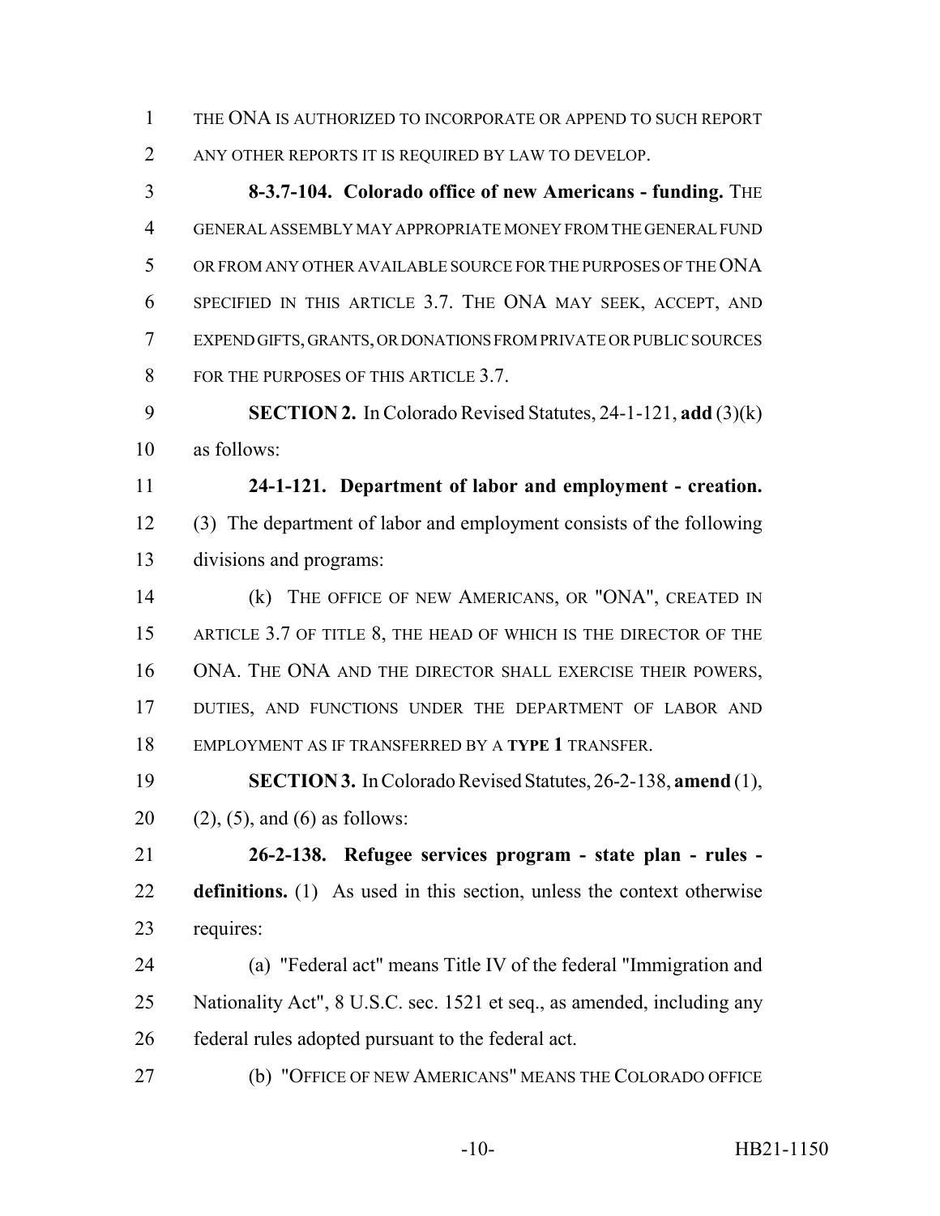THE ONA IS AUTHORIZED TO INCORPORATE OR APPEND TO SUCH REPORT ANY OTHER REPORTS IT IS REQUIRED BY LAW TO DEVELOP.

**8-3.7-104. Colorado office of new Americans - funding.** THE GENERAL ASSEMBLY MAY APPROPRIATE MONEY FROM THE GENERAL FUND OR FROM ANY OTHER AVAILABLE SOURCE FOR THE PURPOSES OF THE ONA SPECIFIED IN THIS ARTICLE 3.7. THE ONA MAY SEEK, ACCEPT, AND EXPEND GIFTS, GRANTS, OR DONATIONS FROM PRIVATE OR PUBLIC SOURCES FOR THE PURPOSES OF THIS ARTICLE 3.7.

**SECTION 2.** In Colorado Revised Statutes, 24-1-121, **add** (3)(k) as follows:

**24-1-121. Department of labor and employment - creation.** (3) The department of labor and employment consists of the following divisions and programs:

(k) THE OFFICE OF NEW AMERICANS, OR "ONA", CREATED IN ARTICLE 3.7 OF TITLE 8, THE HEAD OF WHICH IS THE DIRECTOR OF THE ONA. THE ONA AND THE DIRECTOR SHALL EXERCISE THEIR POWERS, DUTIES, AND FUNCTIONS UNDER THE DEPARTMENT OF LABOR AND EMPLOYMENT AS IF TRANSFERRED BY A **TYPE 1** TRANSFER.

**SECTION 3.** In Colorado Revised Statutes, 26-2-138, **amend** (1), (2), (5), and (6) as follows:

**26-2-138. Refugee services program - state plan - rules - definitions.** (1) As used in this section, unless the context otherwise requires:

(a) "Federal act" means Title IV of the federal "Immigration and Nationality Act", 8 U.S.C. sec. 1521 et seq., as amended, including any federal rules adopted pursuant to the federal act.

(b) "OFFICE OF NEW AMERICANS" MEANS THE COLORADO OFFICE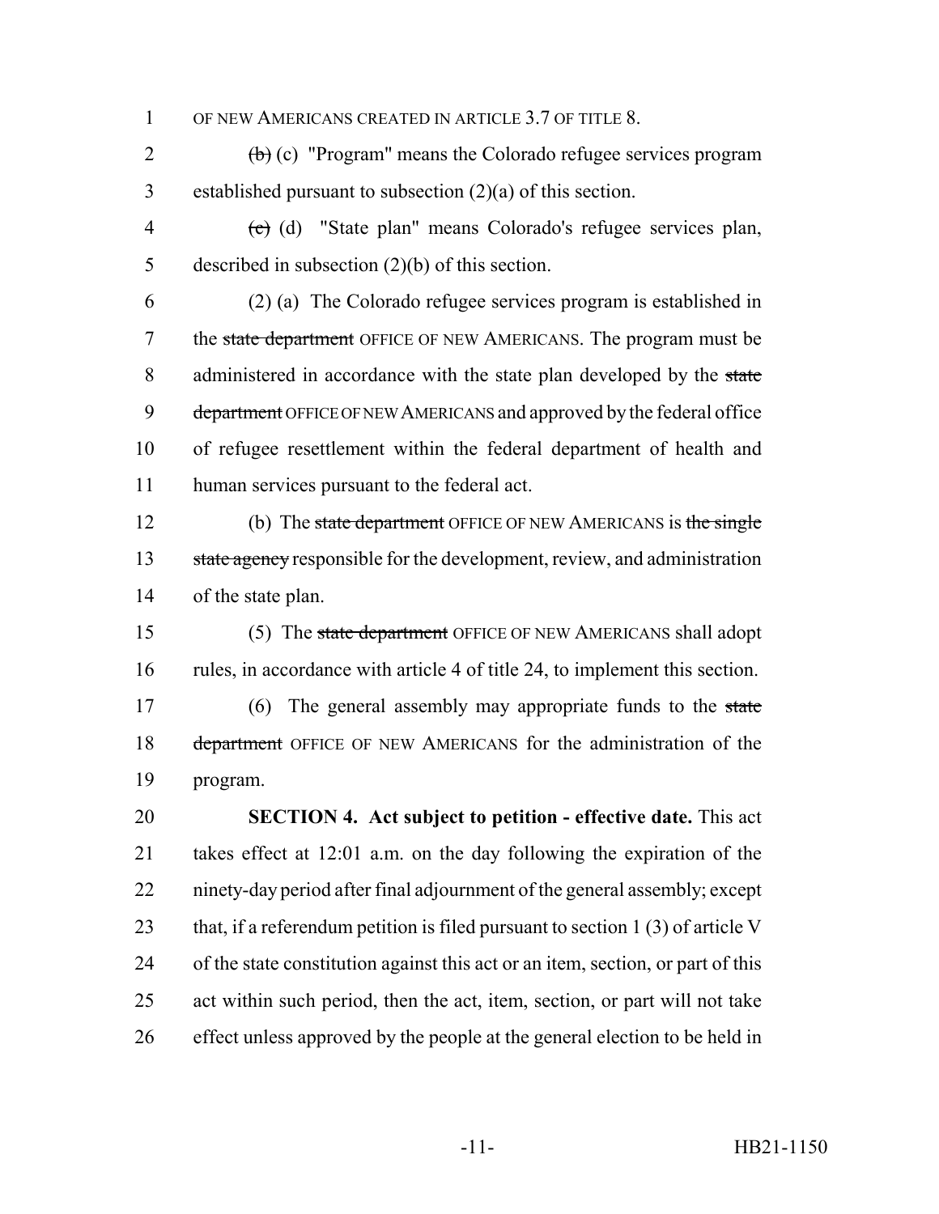OF NEW AMERICANS CREATED IN ARTICLE 3.7 OF TITLE 8.

~~(b)~~ (c) "Program" means the Colorado refugee services program established pursuant to subsection (2)(a) of this section.

~~(c)~~ (d) "State plan" means Colorado's refugee services plan, described in subsection (2)(b) of this section.

(2) (a) The Colorado refugee services program is established in the ~~state department~~ OFFICE OF NEW AMERICANS. The program must be administered in accordance with the state plan developed by the ~~state department~~ OFFICE OF NEW AMERICANS and approved by the federal office of refugee resettlement within the federal department of health and human services pursuant to the federal act.

(b) The ~~state department~~ OFFICE OF NEW AMERICANS is ~~the single state agency~~ responsible for the development, review, and administration of the state plan.

(5) The ~~state department~~ OFFICE OF NEW AMERICANS shall adopt rules, in accordance with article 4 of title 24, to implement this section.

(6) The general assembly may appropriate funds to the ~~state department~~ OFFICE OF NEW AMERICANS for the administration of the program.

**SECTION 4. Act subject to petition - effective date.** This act takes effect at 12:01 a.m. on the day following the expiration of the ninety-day period after final adjournment of the general assembly; except that, if a referendum petition is filed pursuant to section 1 (3) of article V of the state constitution against this act or an item, section, or part of this act within such period, then the act, item, section, or part will not take effect unless approved by the people at the general election to be held in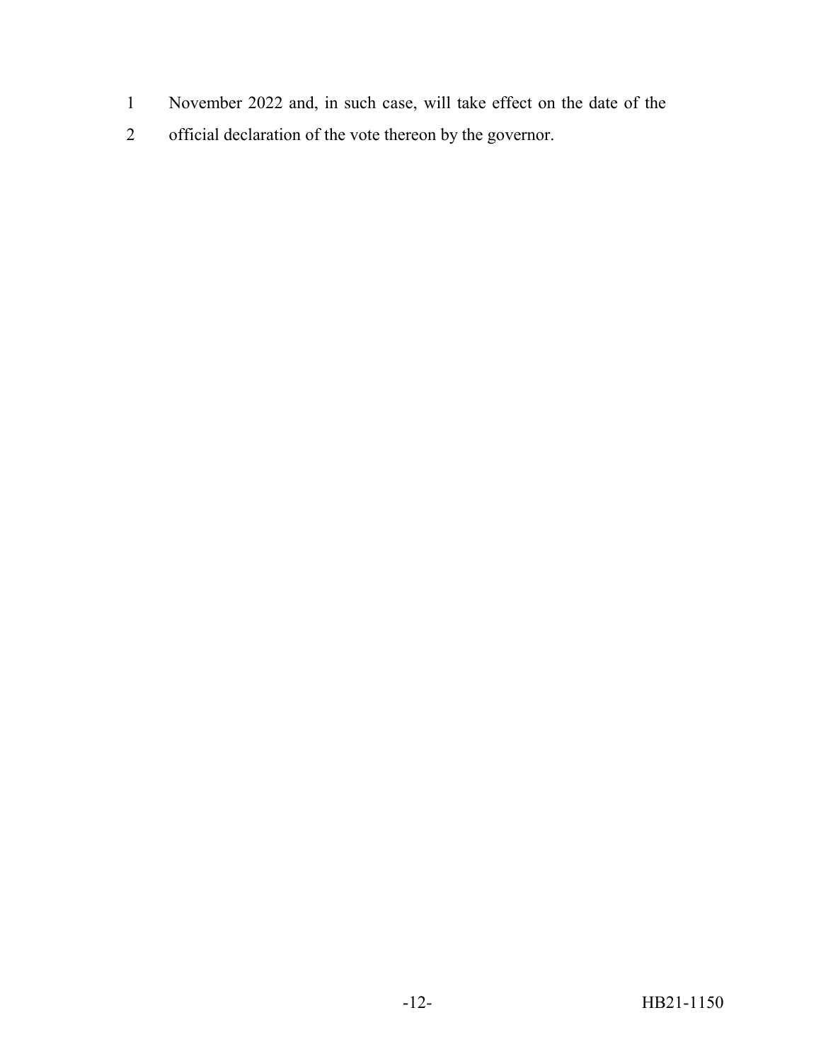November 2022 and, in such case, will take effect on the date of the official declaration of the vote thereon by the governor.